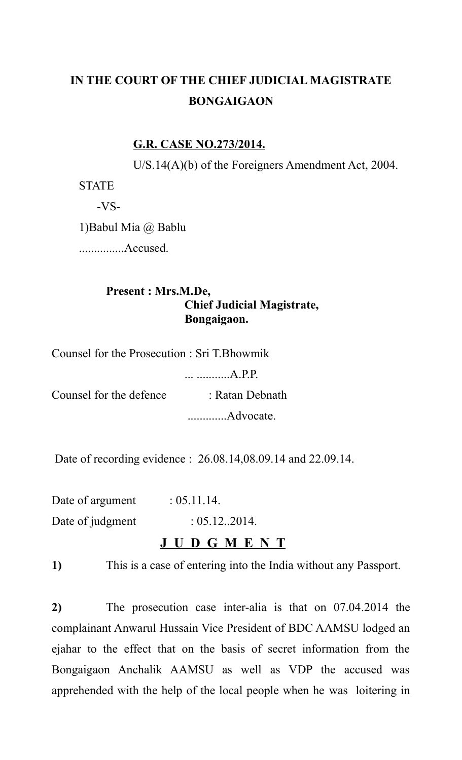# IN THE COURT OF THE CHIEF JUDICIAL MAGISTRATE BONGAIGAON

**G.R. CASE NO.273/2014.**

U/S.14(A)(b) of the Foreigners Amendment Act, 2004.

STATE

-VS-

1)Babul Mia @ Bablu

...............Accused.

**Present : Mrs.M.De,**
**Chief Judicial Magistrate,**
**Bongaigaon.**

Counsel for the Prosecution : Sri T.Bhowmik

... ...........A.P.P.

Counsel for the defence : Ratan Debnath

.............Advocate.

Date of recording evidence : 26.08.14,08.09.14 and 22.09.14.

Date of argument : 05.11.14.

Date of judgment : 05.12..2014.

## J U D G M E N T

**1)** This is a case of entering into the India without any Passport.

**2)** The prosecution case inter-alia is that on 07.04.2014 the complainant Anwarul Hussain Vice President of BDC AAMSU lodged an ejahar to the effect that on the basis of secret information from the Bongaigaon Anchalik AAMSU as well as VDP the accused was apprehended with the help of the local people when he was loitering in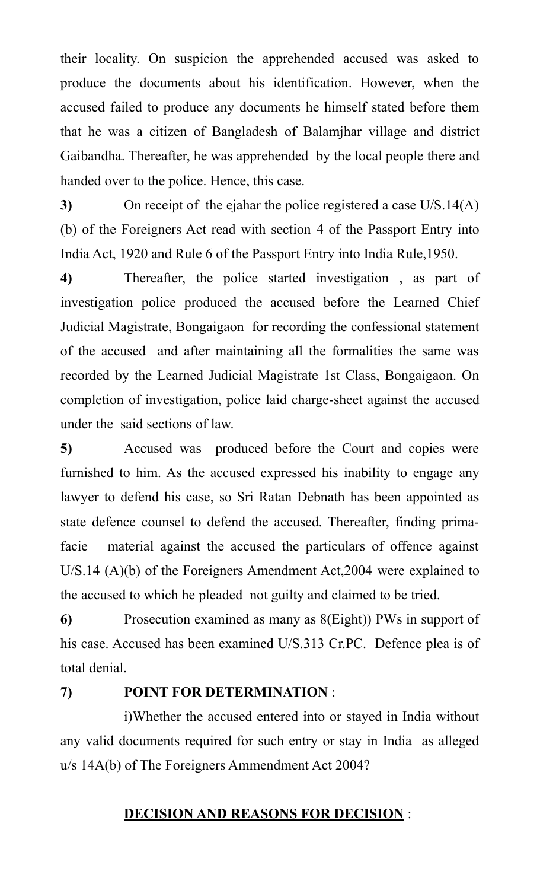their locality. On suspicion the apprehended accused was asked to produce the documents about his identification. However, when the accused failed to produce any documents he himself stated before them that he was a citizen of Bangladesh of Balamjhar village and district Gaibandha. Thereafter, he was apprehended by the local people there and handed over to the police. Hence, this case.

**3)** On receipt of the ejahar the police registered a case U/S.14(A)(b) of the Foreigners Act read with section 4 of the Passport Entry into India Act, 1920 and Rule 6 of the Passport Entry into India Rule,1950.

**4)** Thereafter, the police started investigation , as part of investigation police produced the accused before the Learned Chief Judicial Magistrate, Bongaigaon for recording the confessional statement of the accused and after maintaining all the formalities the same was recorded by the Learned Judicial Magistrate 1st Class, Bongaigaon. On completion of investigation, police laid charge-sheet against the accused under the said sections of law.

**5)** Accused was produced before the Court and copies were furnished to him. As the accused expressed his inability to engage any lawyer to defend his case, so Sri Ratan Debnath has been appointed as state defence counsel to defend the accused. Thereafter, finding prima-facie material against the accused the particulars of offence against U/S.14 (A)(b) of the Foreigners Amendment Act,2004 were explained to the accused to which he pleaded not guilty and claimed to be tried.

**6)** Prosecution examined as many as 8(Eight)) PWs in support of his case. Accused has been examined U/S.313 Cr.PC. Defence plea is of total denial.

**7)** **<u>POINT FOR DETERMINATION</u>** :

i)Whether the accused entered into or stayed in India without any valid documents required for such entry or stay in India as alleged u/s 14A(b) of The Foreigners Ammendment Act 2004?

**<u>DECISION AND REASONS FOR DECISION</u>** :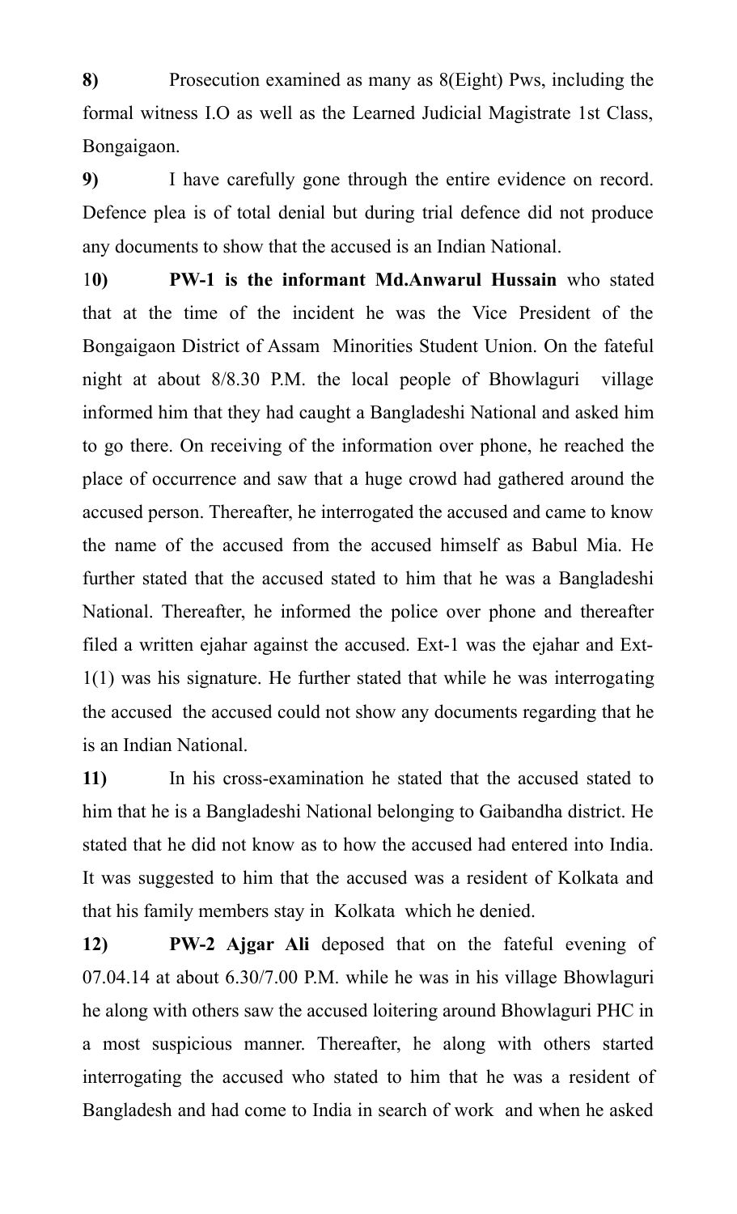**8)** Prosecution examined as many as 8(Eight) Pws, including the formal witness I.O as well as the Learned Judicial Magistrate 1st Class, Bongaigaon.

**9)** I have carefully gone through the entire evidence on record. Defence plea is of total denial but during trial defence did not produce any documents to show that the accused is an Indian National.

**10)** **PW-1 is the informant Md.Anwarul Hussain** who stated that at the time of the incident he was the Vice President of the Bongaigaon District of Assam Minorities Student Union. On the fateful night at about 8/8.30 P.M. the local people of Bhowlaguri village informed him that they had caught a Bangladeshi National and asked him to go there. On receiving of the information over phone, he reached the place of occurrence and saw that a huge crowd had gathered around the accused person. Thereafter, he interrogated the accused and came to know the name of the accused from the accused himself as Babul Mia. He further stated that the accused stated to him that he was a Bangladeshi National. Thereafter, he informed the police over phone and thereafter filed a written ejahar against the accused. Ext-1 was the ejahar and Ext-1(1) was his signature. He further stated that while he was interrogating the accused the accused could not show any documents regarding that he is an Indian National.

**11)** In his cross-examination he stated that the accused stated to him that he is a Bangladeshi National belonging to Gaibandha district. He stated that he did not know as to how the accused had entered into India. It was suggested to him that the accused was a resident of Kolkata and that his family members stay in Kolkata which he denied.

**12)** **PW-2 Ajgar Ali** deposed that on the fateful evening of 07.04.14 at about 6.30/7.00 P.M. while he was in his village Bhowlaguri he along with others saw the accused loitering around Bhowlaguri PHC in a most suspicious manner. Thereafter, he along with others started interrogating the accused who stated to him that he was a resident of Bangladesh and had come to India in search of work and when he asked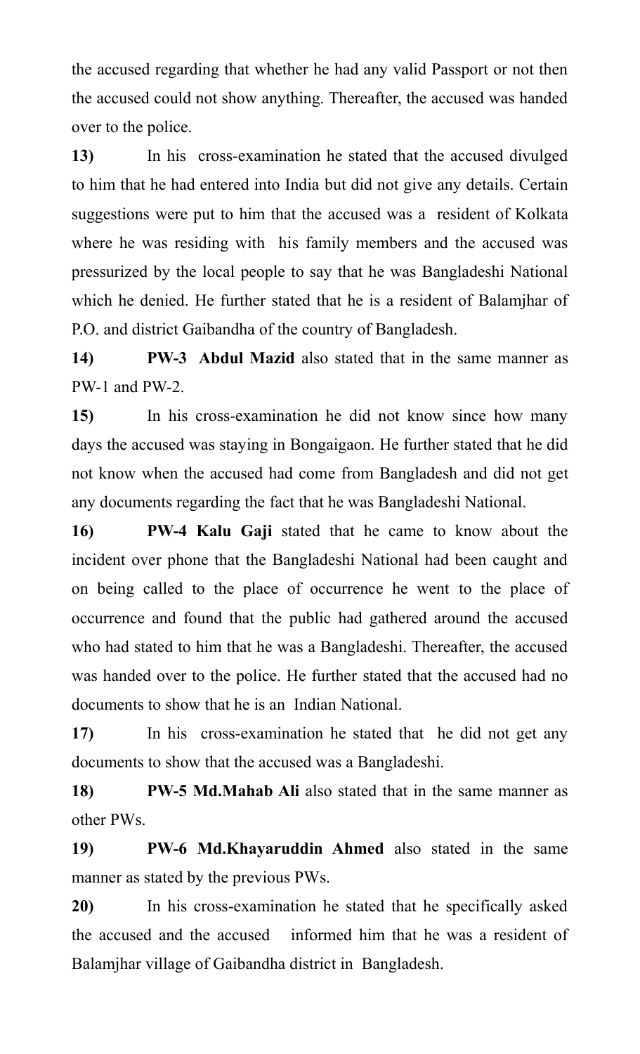the accused regarding that whether he had any valid Passport or not then the accused could not show anything. Thereafter, the accused was handed over to the police.

**13)** In his cross-examination he stated that the accused divulged to him that he had entered into India but did not give any details. Certain suggestions were put to him that the accused was a resident of Kolkata where he was residing with his family members and the accused was pressurized by the local people to say that he was Bangladeshi National which he denied. He further stated that he is a resident of Balamjhar of P.O. and district Gaibandha of the country of Bangladesh.

**14)** **PW-3 Abdul Mazid** also stated that in the same manner as PW-1 and PW-2.

**15)** In his cross-examination he did not know since how many days the accused was staying in Bongaigaon. He further stated that he did not know when the accused had come from Bangladesh and did not get any documents regarding the fact that he was Bangladeshi National.

**16)** **PW-4 Kalu Gaji** stated that he came to know about the incident over phone that the Bangladeshi National had been caught and on being called to the place of occurrence he went to the place of occurrence and found that the public had gathered around the accused who had stated to him that he was a Bangladeshi. Thereafter, the accused was handed over to the police. He further stated that the accused had no documents to show that he is an Indian National.

**17)** In his cross-examination he stated that he did not get any documents to show that the accused was a Bangladeshi.

**18)** **PW-5 Md.Mahab Ali** also stated that in the same manner as other PWs.

**19)** **PW-6 Md.Khayaruddin Ahmed** also stated in the same manner as stated by the previous PWs.

**20)** In his cross-examination he stated that he specifically asked the accused and the accused informed him that he was a resident of Balamjhar village of Gaibandha district in Bangladesh.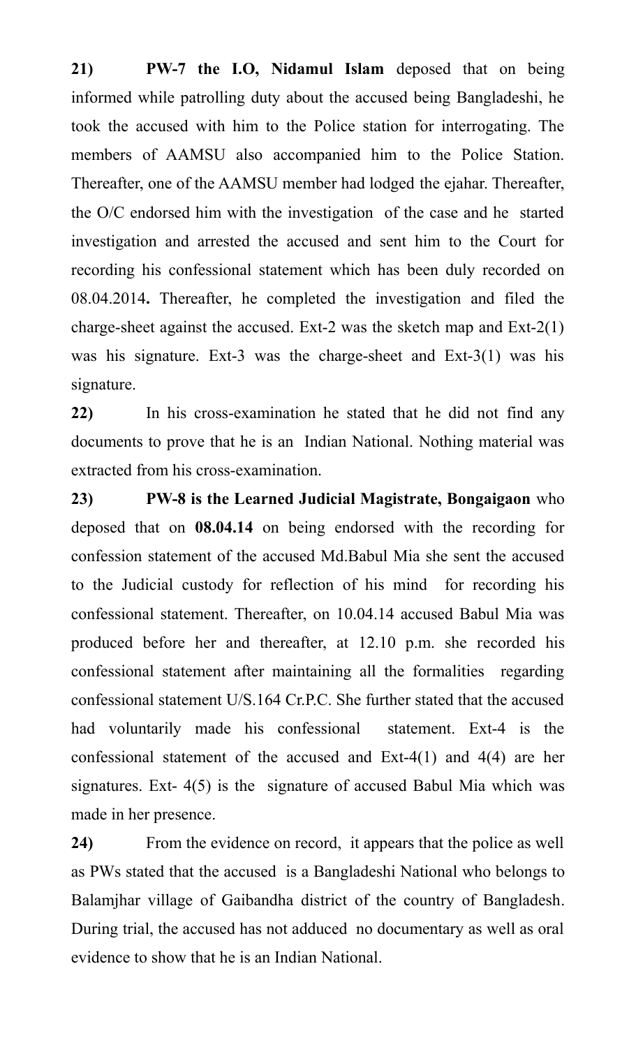**21)** **PW-7 the I.O, Nidamul Islam** deposed that on being informed while patrolling duty about the accused being Bangladeshi, he took the accused with him to the Police station for interrogating. The members of AAMSU also accompanied him to the Police Station. Thereafter, one of the AAMSU member had lodged the ejahar. Thereafter, the O/C endorsed him with the investigation of the case and he started investigation and arrested the accused and sent him to the Court for recording his confessional statement which has been duly recorded on 08.04.2014**.** Thereafter, he completed the investigation and filed the charge-sheet against the accused. Ext-2 was the sketch map and Ext-2(1) was his signature. Ext-3 was the charge-sheet and Ext-3(1) was his signature.

**22)** In his cross-examination he stated that he did not find any documents to prove that he is an Indian National. Nothing material was extracted from his cross-examination.

**23)** **PW-8 is the Learned Judicial Magistrate, Bongaigaon** who deposed that on **08.04.14** on being endorsed with the recording for confession statement of the accused Md.Babul Mia she sent the accused to the Judicial custody for reflection of his mind for recording his confessional statement. Thereafter, on 10.04.14 accused Babul Mia was produced before her and thereafter, at 12.10 p.m. she recorded his confessional statement after maintaining all the formalities regarding confessional statement U/S.164 Cr.P.C. She further stated that the accused had voluntarily made his confessional statement. Ext-4 is the confessional statement of the accused and Ext-4(1) and 4(4) are her signatures. Ext- 4(5) is the signature of accused Babul Mia which was made in her presence.

**24)** From the evidence on record, it appears that the police as well as PWs stated that the accused is a Bangladeshi National who belongs to Balamjhar village of Gaibandha district of the country of Bangladesh. During trial, the accused has not adduced no documentary as well as oral evidence to show that he is an Indian National.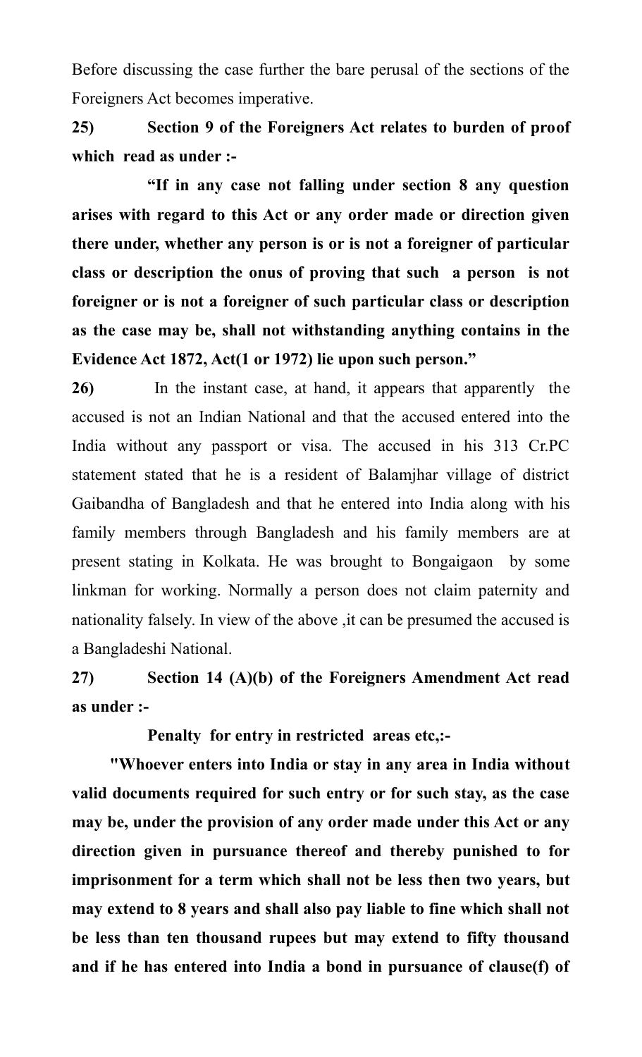Before discussing the case further the bare perusal of the sections of the Foreigners Act becomes imperative.

**25) Section 9 of the Foreigners Act relates to burden of proof which read as under :-**

**"If in any case not falling under section 8 any question arises with regard to this Act or any order made or direction given there under, whether any person is or is not a foreigner of particular class or description the onus of proving that such a person is not foreigner or is not a foreigner of such particular class or description as the case may be, shall not withstanding anything contains in the Evidence Act 1872, Act(1 or 1972) lie upon such person."**

**26)** In the instant case, at hand, it appears that apparently the accused is not an Indian National and that the accused entered into the India without any passport or visa. The accused in his 313 Cr.PC statement stated that he is a resident of Balamjhar village of district Gaibandha of Bangladesh and that he entered into India along with his family members through Bangladesh and his family members are at present stating in Kolkata. He was brought to Bongaigaon by some linkman for working. Normally a person does not claim paternity and nationality falsely. In view of the above ,it can be presumed the accused is a Bangladeshi National.

**27) Section 14 (A)(b) of the Foreigners Amendment Act read as under :-**

**Penalty for entry in restricted areas etc,:-**

**"Whoever enters into India or stay in any area in India without valid documents required for such entry or for such stay, as the case may be, under the provision of any order made under this Act or any direction given in pursuance thereof and thereby punished to for imprisonment for a term which shall not be less then two years, but may extend to 8 years and shall also pay liable to fine which shall not be less than ten thousand rupees but may extend to fifty thousand and if he has entered into India a bond in pursuance of clause(f) of**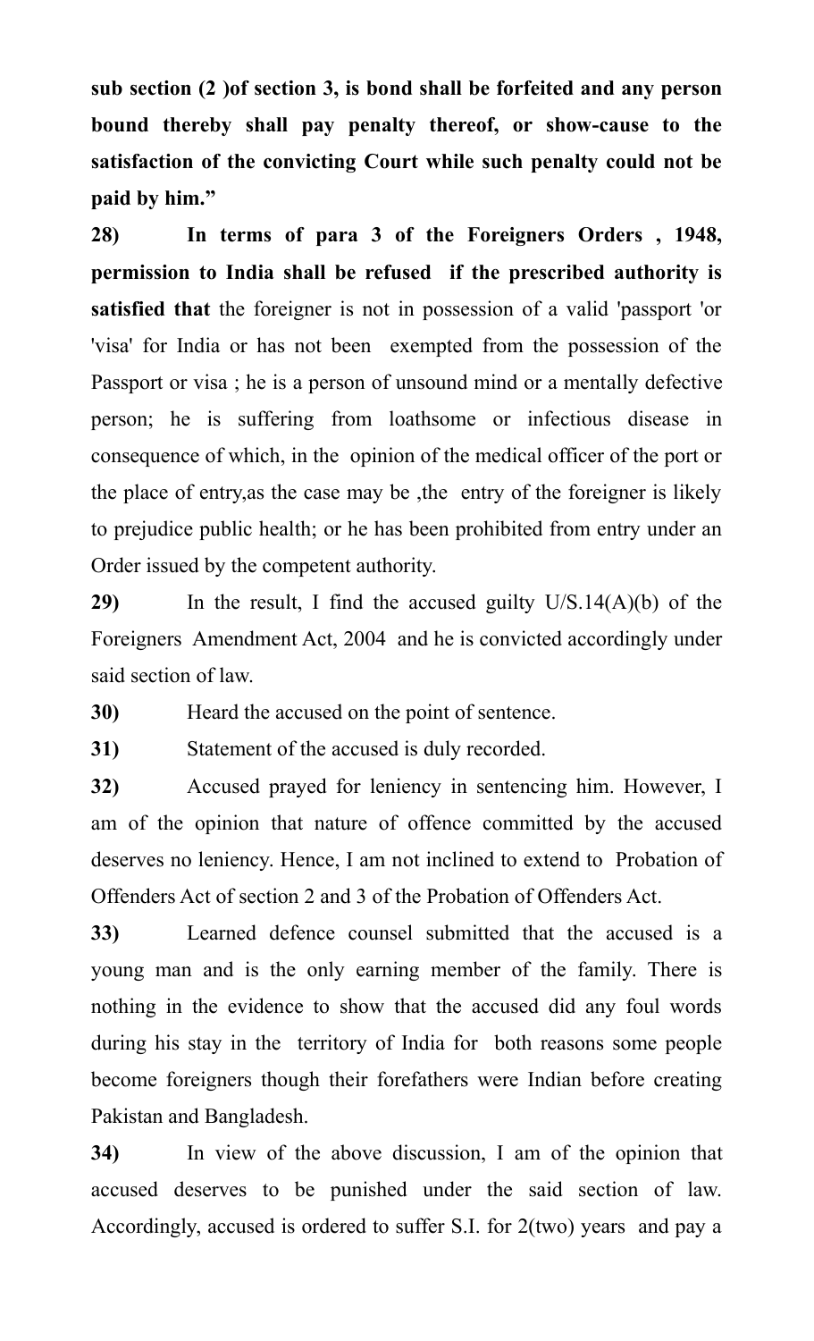**sub section (2 )of section 3, is bond shall be forfeited and any person bound thereby shall pay penalty thereof, or show-cause to the satisfaction of the convicting Court while such penalty could not be paid by him."**

**28)** **In terms of para 3 of the Foreigners Orders , 1948, permission to India shall be refused if the prescribed authority is satisfied that** the foreigner is not in possession of a valid 'passport 'or 'visa' for India or has not been exempted from the possession of the Passport or visa ; he is a person of unsound mind or a mentally defective person; he is suffering from loathsome or infectious disease in consequence of which, in the opinion of the medical officer of the port or the place of entry,as the case may be ,the entry of the foreigner is likely to prejudice public health; or he has been prohibited from entry under an Order issued by the competent authority.

**29)** In the result, I find the accused guilty U/S.14(A)(b) of the Foreigners Amendment Act, 2004 and he is convicted accordingly under said section of law.

**30)** Heard the accused on the point of sentence.

**31)** Statement of the accused is duly recorded.

**32)** Accused prayed for leniency in sentencing him. However, I am of the opinion that nature of offence committed by the accused deserves no leniency. Hence, I am not inclined to extend to Probation of Offenders Act of section 2 and 3 of the Probation of Offenders Act.

**33)** Learned defence counsel submitted that the accused is a young man and is the only earning member of the family. There is nothing in the evidence to show that the accused did any foul words during his stay in the territory of India for both reasons some people become foreigners though their forefathers were Indian before creating Pakistan and Bangladesh.

**34)** In view of the above discussion, I am of the opinion that accused deserves to be punished under the said section of law. Accordingly, accused is ordered to suffer S.I. for 2(two) years and pay a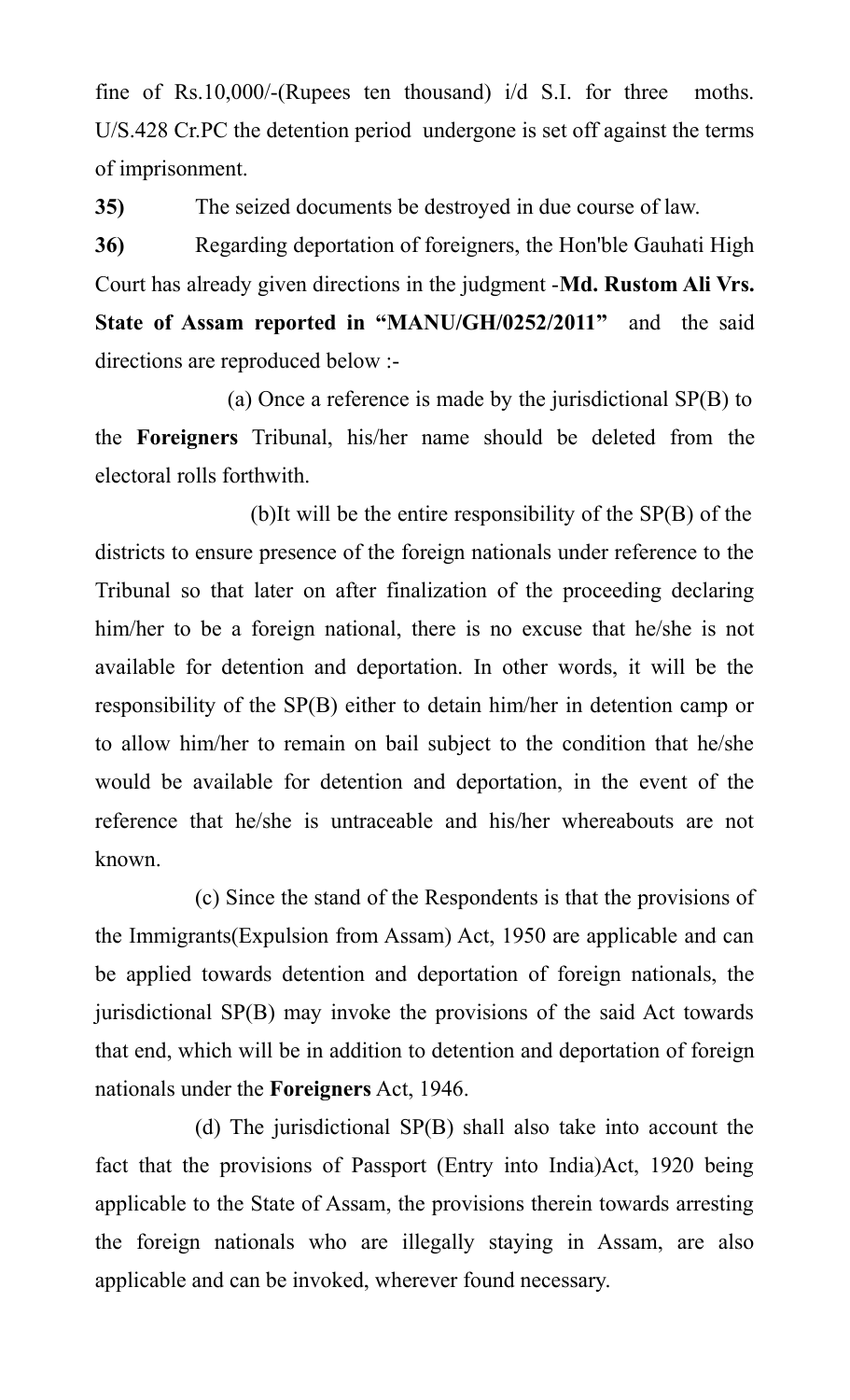fine of Rs.10,000/-(Rupees ten thousand) i/d S.I. for three moths. U/S.428 Cr.PC the detention period undergone is set off against the terms of imprisonment.

**35)** The seized documents be destroyed in due course of law.

**36)** Regarding deportation of foreigners, the Hon'ble Gauhati High Court has already given directions in the judgment -**Md. Rustom Ali Vrs. State of Assam reported in "MANU/GH/0252/2011"** and the said directions are reproduced below :-

(a) Once a reference is made by the jurisdictional SP(B) to the **Foreigners** Tribunal, his/her name should be deleted from the electoral rolls forthwith.

(b)It will be the entire responsibility of the SP(B) of the districts to ensure presence of the foreign nationals under reference to the Tribunal so that later on after finalization of the proceeding declaring him/her to be a foreign national, there is no excuse that he/she is not available for detention and deportation. In other words, it will be the responsibility of the SP(B) either to detain him/her in detention camp or to allow him/her to remain on bail subject to the condition that he/she would be available for detention and deportation, in the event of the reference that he/she is untraceable and his/her whereabouts are not known.

(c) Since the stand of the Respondents is that the provisions of the Immigrants(Expulsion from Assam) Act, 1950 are applicable and can be applied towards detention and deportation of foreign nationals, the jurisdictional SP(B) may invoke the provisions of the said Act towards that end, which will be in addition to detention and deportation of foreign nationals under the **Foreigners** Act, 1946.

(d) The jurisdictional SP(B) shall also take into account the fact that the provisions of Passport (Entry into India)Act, 1920 being applicable to the State of Assam, the provisions therein towards arresting the foreign nationals who are illegally staying in Assam, are also applicable and can be invoked, wherever found necessary.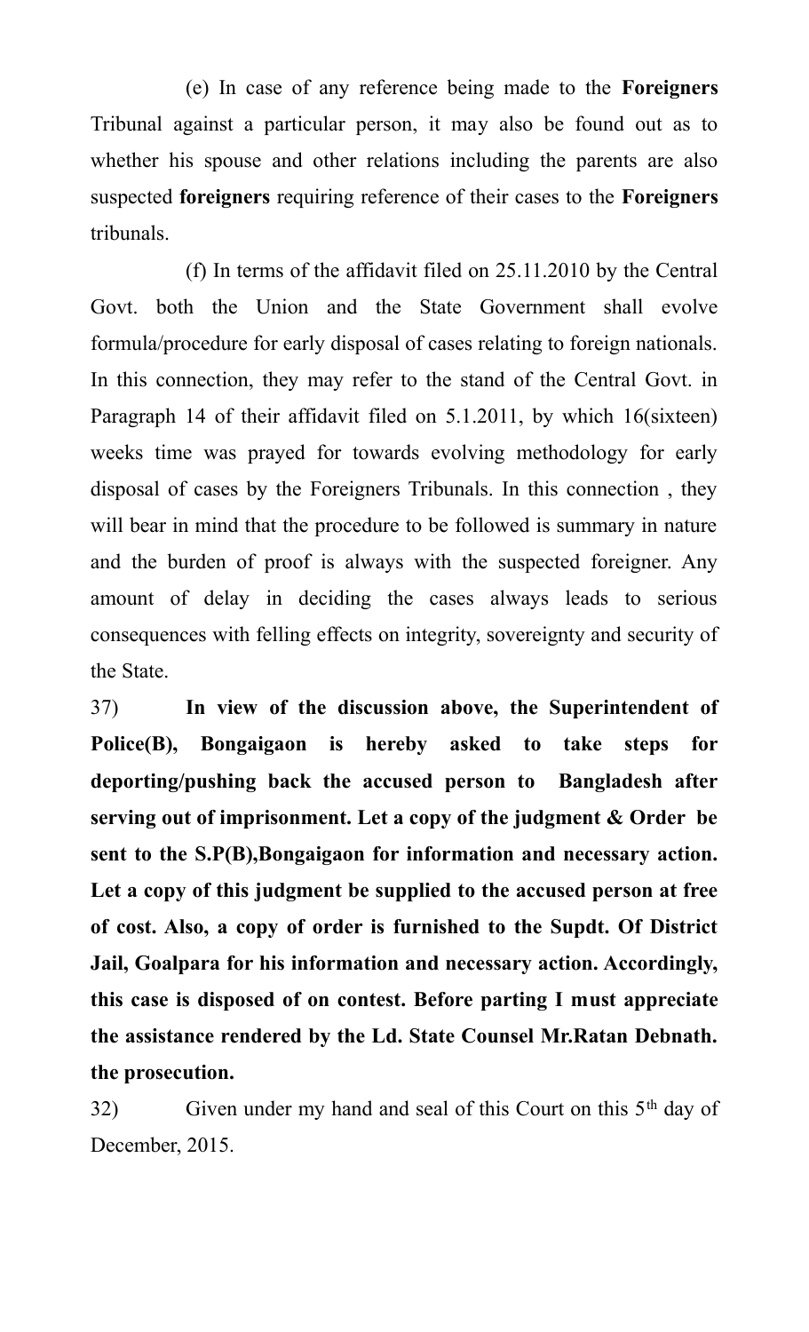(e) In case of any reference being made to the **Foreigners** Tribunal against a particular person, it may also be found out as to whether his spouse and other relations including the parents are also suspected **foreigners** requiring reference of their cases to the **Foreigners** tribunals.

(f) In terms of the affidavit filed on 25.11.2010 by the Central Govt. both the Union and the State Government shall evolve formula/procedure for early disposal of cases relating to foreign nationals. In this connection, they may refer to the stand of the Central Govt. in Paragraph 14 of their affidavit filed on 5.1.2011, by which 16(sixteen) weeks time was prayed for towards evolving methodology for early disposal of cases by the Foreigners Tribunals. In this connection , they will bear in mind that the procedure to be followed is summary in nature and the burden of proof is always with the suspected foreigner. Any amount of delay in deciding the cases always leads to serious consequences with felling effects on integrity, sovereignty and security of the State.

37) **In view of the discussion above, the Superintendent of Police(B), Bongaigaon is hereby asked to take steps for deporting/pushing back the accused person to Bangladesh after serving out of imprisonment. Let a copy of the judgment & Order be sent to the S.P(B),Bongaigaon for information and necessary action. Let a copy of this judgment be supplied to the accused person at free of cost. Also, a copy of order is furnished to the Supdt. Of District Jail, Goalpara for his information and necessary action. Accordingly, this case is disposed of on contest. Before parting I must appreciate the assistance rendered by the Ld. State Counsel Mr.Ratan Debnath. the prosecution.**

32) Given under my hand and seal of this Court on this 5th day of December, 2015.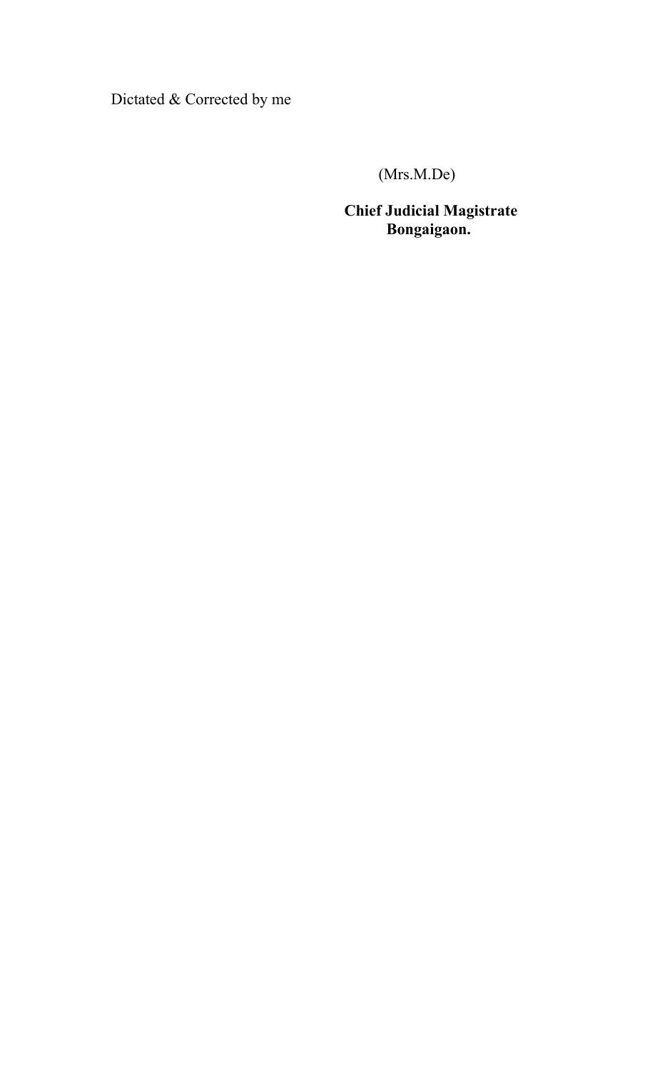Dictated & Corrected by me

(Mrs.M.De)

**Chief Judicial Magistrate**
**Bongaigaon.**